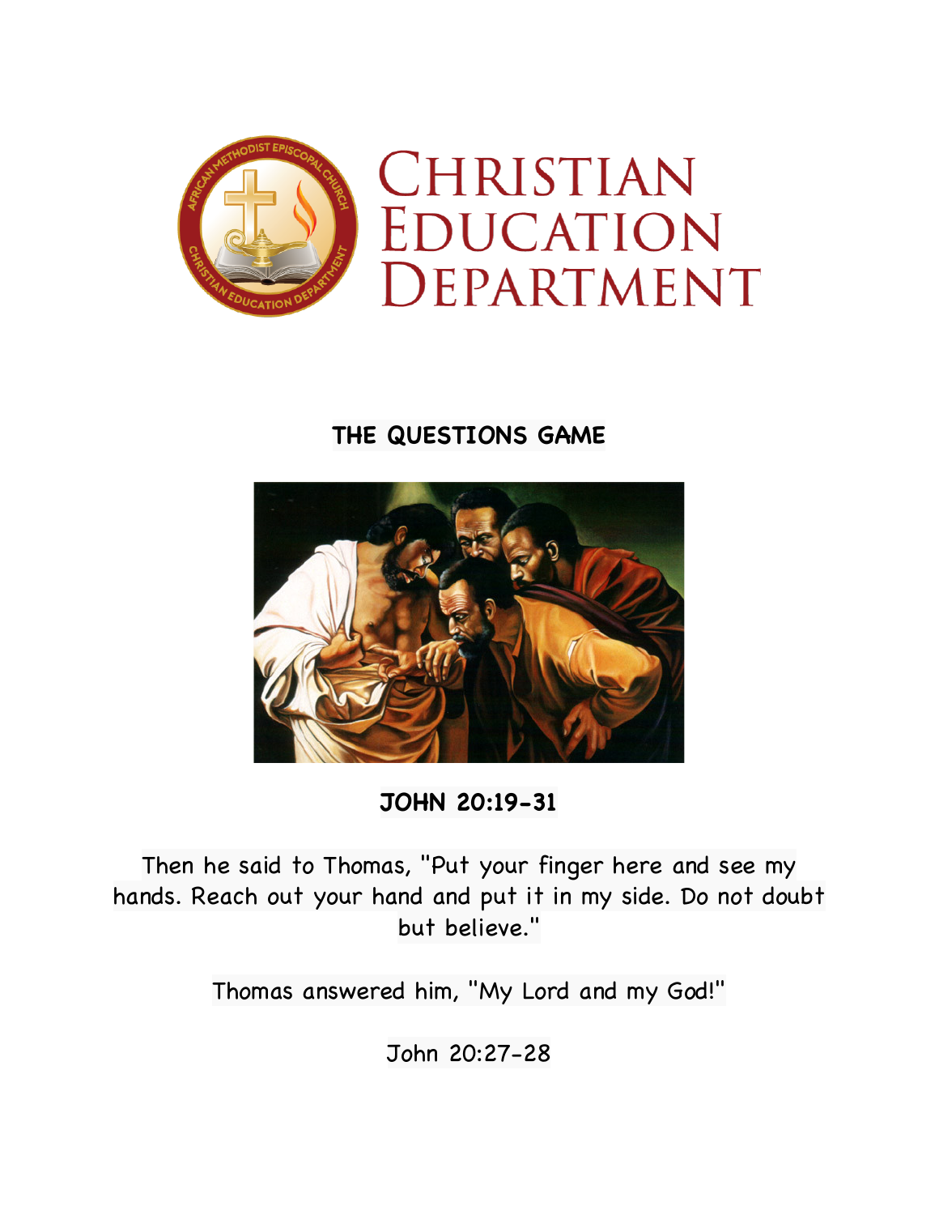# CHRISTIAN EDUCATION DEPARTMENT

## THE QUESTIONS GAME

## JOHN 20:19-31

Then he said to Thomas, "Put your finger here and see my hands. Reach out your hand and put it in my side. Do not doubt but believe."

Thomas answered him, "My Lord and my God!"

John 20:27-28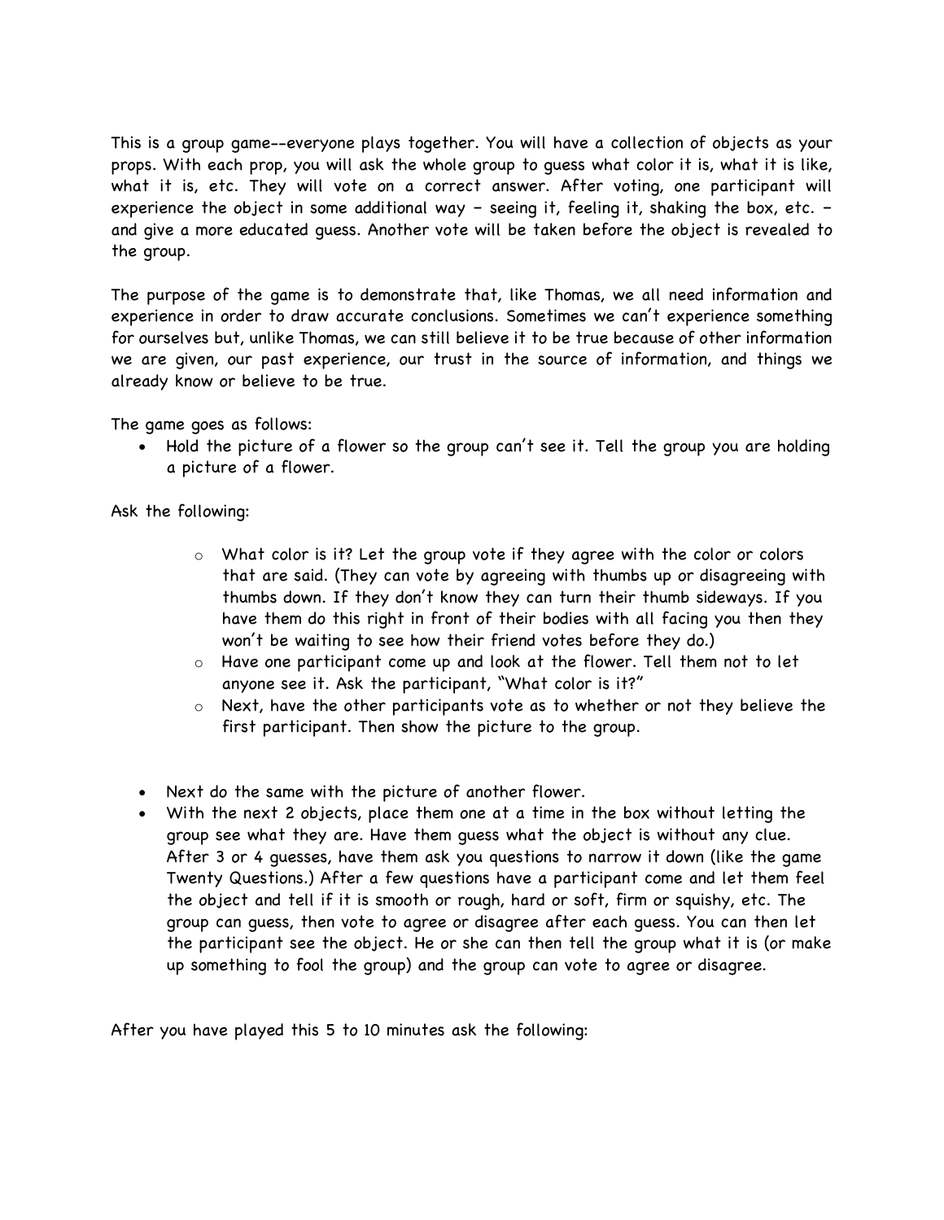This is a group game--everyone plays together. You will have a collection of objects as your props. With each prop, you will ask the whole group to guess what color it is, what it is like, what it is, etc. They will vote on a correct answer. After voting, one participant will experience the object in some additional way – seeing it, feeling it, shaking the box, etc. – and give a more educated guess. Another vote will be taken before the object is revealed to the group.

The purpose of the game is to demonstrate that, like Thomas, we all need information and experience in order to draw accurate conclusions. Sometimes we can't experience something for ourselves but, unlike Thomas, we can still believe it to be true because of other information we are given, our past experience, our trust in the source of information, and things we already know or believe to be true.

The game goes as follows:

- Hold the picture of a flower so the group can't see it. Tell the group you are holding a picture of a flower.

Ask the following:

- What color is it? Let the group vote if they agree with the color or colors that are said. (They can vote by agreeing with thumbs up or disagreeing with thumbs down. If they don't know they can turn their thumb sideways. If you have them do this right in front of their bodies with all facing you then they won't be waiting to see how their friend votes before they do.)
- Have one participant come up and look at the flower. Tell them not to let anyone see it. Ask the participant, "What color is it?"
- Next, have the other participants vote as to whether or not they believe the first participant. Then show the picture to the group.

- Next do the same with the picture of another flower.
- With the next 2 objects, place them one at a time in the box without letting the group see what they are. Have them guess what the object is without any clue. After 3 or 4 guesses, have them ask you questions to narrow it down (like the game Twenty Questions.) After a few questions have a participant come and let them feel the object and tell if it is smooth or rough, hard or soft, firm or squishy, etc. The group can guess, then vote to agree or disagree after each guess. You can then let the participant see the object. He or she can then tell the group what it is (or make up something to fool the group) and the group can vote to agree or disagree.

After you have played this 5 to 10 minutes ask the following: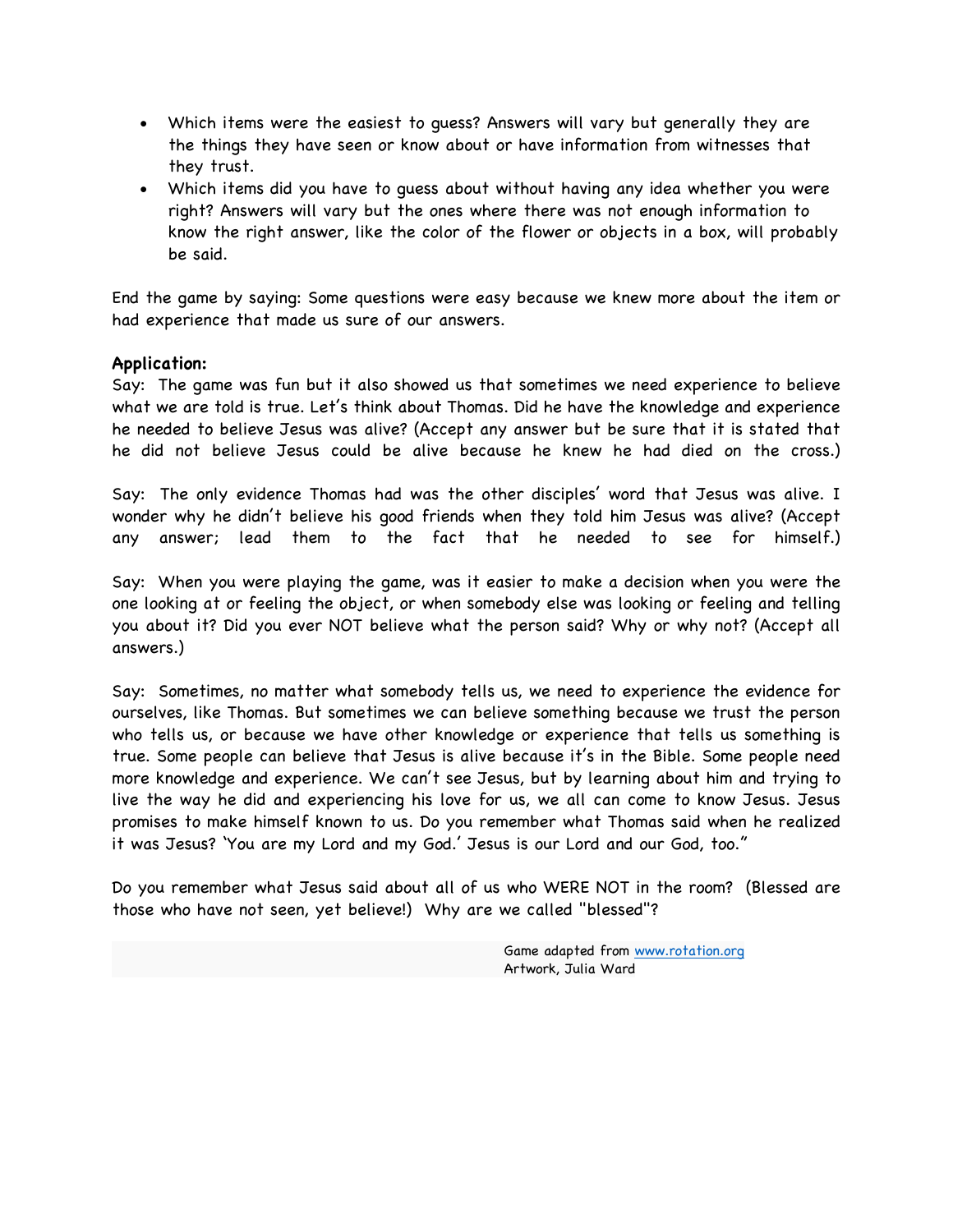- Which items were the easiest to guess? Answers will vary but generally they are the things they have seen or know about or have information from witnesses that they trust.
- Which items did you have to guess about without having any idea whether you were right? Answers will vary but the ones where there was not enough information to know the right answer, like the color of the flower or objects in a box, will probably be said.

End the game by saying: Some questions were easy because we knew more about the item or had experience that made us sure of our answers.

**Application:**

Say: The game was fun but it also showed us that sometimes we need experience to believe what we are told is true. Let's think about Thomas. Did he have the knowledge and experience he needed to believe Jesus was alive? (Accept any answer but be sure that it is stated that he did not believe Jesus could be alive because he knew he had died on the cross.)

Say: The only evidence Thomas had was the other disciples' word that Jesus was alive. I wonder why he didn't believe his good friends when they told him Jesus was alive? (Accept any answer; lead them to the fact that he needed to see for himself.)

Say: When you were playing the game, was it easier to make a decision when you were the one looking at or feeling the object, or when somebody else was looking or feeling and telling you about it? Did you ever NOT believe what the person said? Why or why not? (Accept all answers.)

Say: Sometimes, no matter what somebody tells us, we need to experience the evidence for ourselves, like Thomas. But sometimes we can believe something because we trust the person who tells us, or because we have other knowledge or experience that tells us something is true. Some people can believe that Jesus is alive because it's in the Bible. Some people need more knowledge and experience. We can't see Jesus, but by learning about him and trying to live the way he did and experiencing his love for us, we all can come to know Jesus. Jesus promises to make himself known to us. Do you remember what Thomas said when he realized it was Jesus? 'You are my Lord and my God.' Jesus is our Lord and our God, too."

Do you remember what Jesus said about all of us who WERE NOT in the room? (Blessed are those who have not seen, yet believe!) Why are we called "blessed"?

Game adapted from www.rotation.org
Artwork, Julia Ward